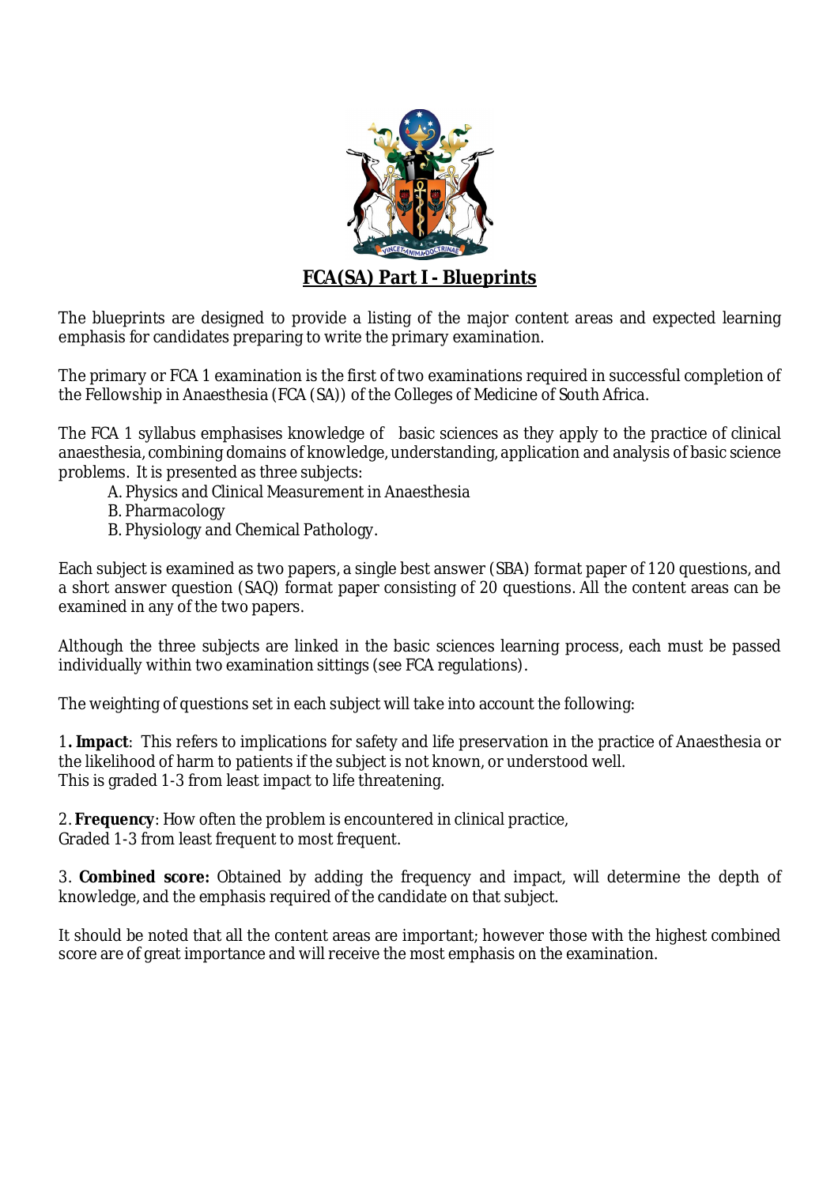# FCA(SA) Part I - Blueprints

The blueprints are designed to provide a listing of the major content areas and expected learning emphasis for candidates preparing to write the primary examination.

The primary or FCA 1 examination is the first of two examinations required in successful completion of the Fellowship in Anaesthesia (FCA (SA)) of the Colleges of Medicine of South Africa.

The FCA 1 syllabus emphasises knowledge of basic sciences as they apply to the practice of clinical anaesthesia, combining domains of knowledge, understanding, application and analysis of basic science problems. It is presented as three subjects:

A. Physics and Clinical Measurement in Anaesthesia
B. Pharmacology
B. Physiology and Chemical Pathology.

Each subject is examined as two papers, a single best answer (SBA) format paper of 120 questions, and a short answer question (SAQ) format paper consisting of 20 questions. All the content areas can be examined in any of the two papers.

Although the three subjects are linked in the basic sciences learning process, each must be passed individually within two examination sittings (see FCA regulations).

The weighting of questions set in each subject will take into account the following:

1**. Impact**: This refers to implications for safety and life preservation in the practice of Anaesthesia or the likelihood of harm to patients if the subject is not known, or understood well.
This is graded 1-3 from least impact to life threatening.

2. **Frequency**: How often the problem is encountered in clinical practice,
Graded 1-3 from least frequent to most frequent.

3. **Combined score:** Obtained by adding the frequency and impact, will determine the depth of knowledge, and the emphasis required of the candidate on that subject.

It should be noted that all the content areas are important; however those with the highest combined score are of great importance and will receive the most emphasis on the examination.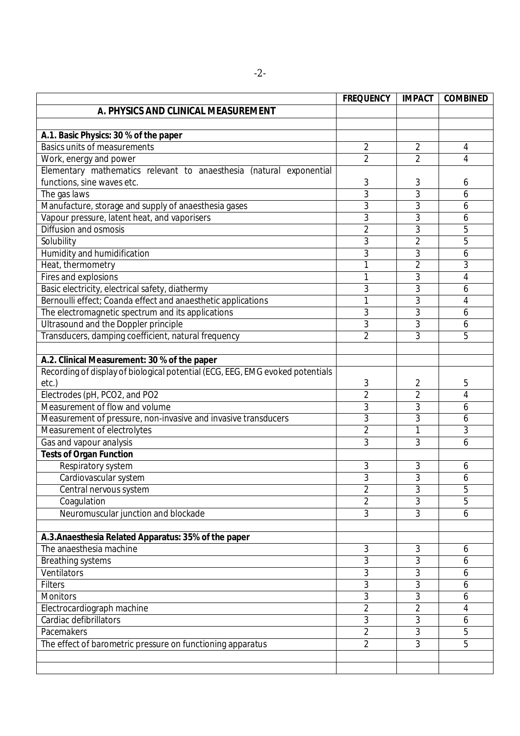| | FREQUENCY | IMPACT | COMBINED |
|---|---|---|---|
| **A. PHYSICS AND CLINICAL MEASUREMENT** | | | |
| | | | |
| **A.1. Basic Physics: 30 % of the paper** | | | |
| Basics units of measurements | 2 | 2 | 4 |
| Work, energy and power | 2 | 2 | 4 |
| Elementary mathematics relevant to anaesthesia (natural exponential functions, sine waves etc. | 3 | 3 | 6 |
| The gas laws | 3 | 3 | 6 |
| Manufacture, storage and supply of anaesthesia gases | 3 | 3 | 6 |
| Vapour pressure, latent heat, and vaporisers | 3 | 3 | 6 |
| Diffusion and osmosis | 2 | 3 | 5 |
| Solubility | 3 | 2 | 5 |
| Humidity and humidification | 3 | 3 | 6 |
| Heat, thermometry | 1 | 2 | 3 |
| Fires and explosions | 1 | 3 | 4 |
| Basic electricity, electrical safety, diathermy | 3 | 3 | 6 |
| Bernoulli effect; Coanda effect and anaesthetic applications | 1 | 3 | 4 |
| The electromagnetic spectrum and its applications | 3 | 3 | 6 |
| Ultrasound and the Doppler principle | 3 | 3 | 6 |
| Transducers, damping coefficient, natural frequency | 2 | 3 | 5 |
| | | | |
| **A.2. Clinical Measurement: 30 % of the paper** | | | |
| Recording of display of biological potential (ECG, EEG, EMG evoked potentials etc.) | 3 | 2 | 5 |
| Electrodes (pH, PCO2, and PO2 | 2 | 2 | 4 |
| Measurement of flow and volume | 3 | 3 | 6 |
| Measurement of pressure, non-invasive and invasive transducers | 3 | 3 | 6 |
| Measurement of electrolytes | 2 | 1 | 3 |
| Gas and vapour analysis | 3 | 3 | 6 |
| **Tests of Organ Function** | | | |
| Respiratory system | 3 | 3 | 6 |
| Cardiovascular system | 3 | 3 | 6 |
| Central nervous system | 2 | 3 | 5 |
| Coagulation | 2 | 3 | 5 |
| Neuromuscular junction and blockade | 3 | 3 | 6 |
| | | | |
| **A.3.Anaesthesia Related Apparatus: 35% of the paper** | | | |
| The anaesthesia machine | 3 | 3 | 6 |
| Breathing systems | 3 | 3 | 6 |
| Ventilators | 3 | 3 | 6 |
| Filters | 3 | 3 | 6 |
| Monitors | 3 | 3 | 6 |
| Electrocardiograph machine | 2 | 2 | 4 |
| Cardiac defibrillators | 3 | 3 | 6 |
| Pacemakers | 2 | 3 | 5 |
| The effect of barometric pressure on functioning apparatus | 2 | 3 | 5 |
| | | | |
| | | | |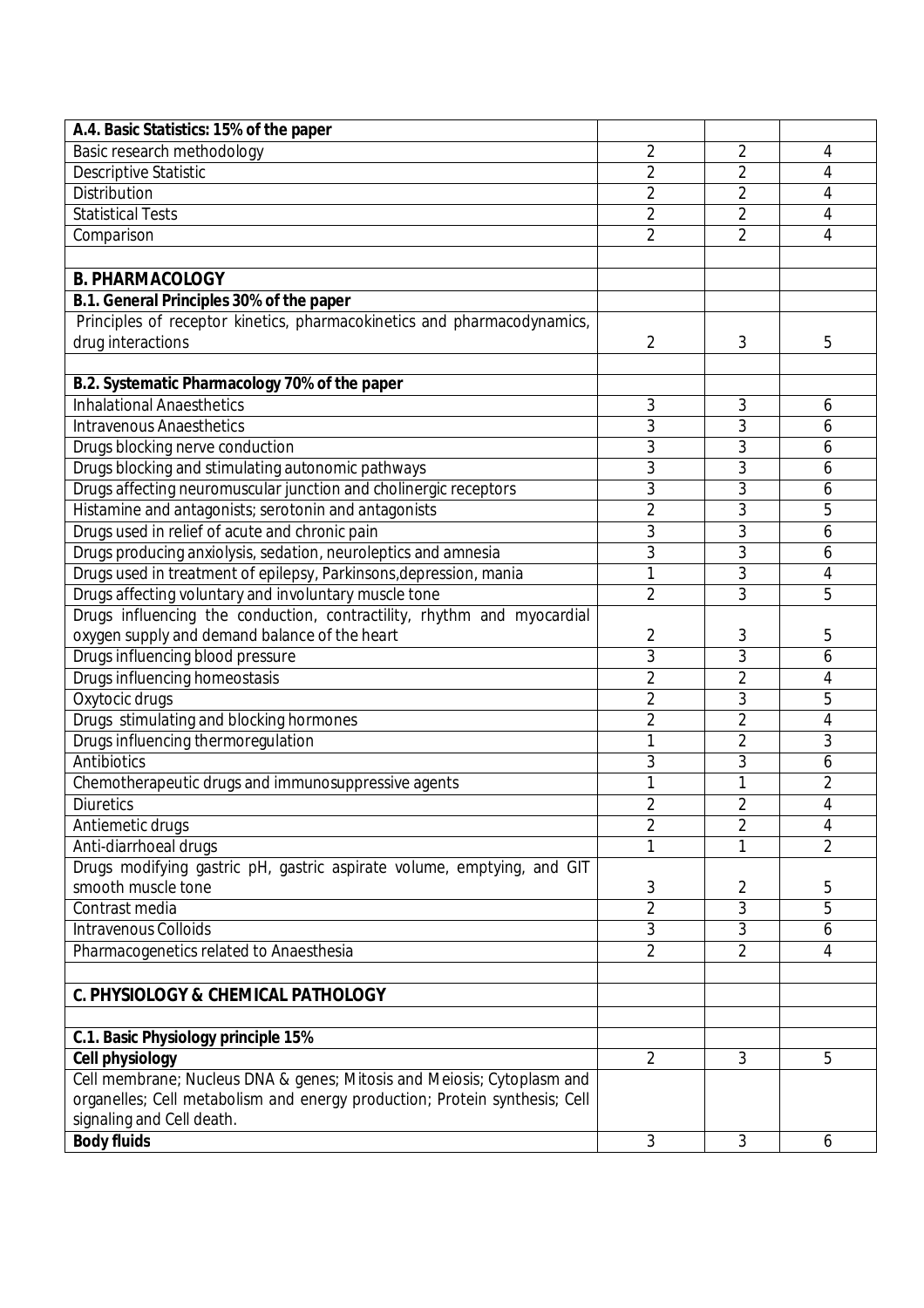| A.4. Basic Statistics: 15% of the paper | | | |
|---|---|---|---|
| Basic research methodology | 2 | 2 | 4 |
| Descriptive Statistic | 2 | 2 | 4 |
| Distribution | 2 | 2 | 4 |
| Statistical Tests | 2 | 2 | 4 |
| Comparison | 2 | 2 | 4 |
| | | | |
| **B. PHARMACOLOGY** | | | |
| **B.1. General Principles 30% of the paper** | | | |
| Principles of receptor kinetics, pharmacokinetics and pharmacodynamics, drug interactions | 2 | 3 | 5 |
| | | | |
| **B.2. Systematic Pharmacology 70% of the paper** | | | |
| Inhalational Anaesthetics | 3 | 3 | 6 |
| Intravenous Anaesthetics | 3 | 3 | 6 |
| Drugs blocking nerve conduction | 3 | 3 | 6 |
| Drugs blocking and stimulating autonomic pathways | 3 | 3 | 6 |
| Drugs affecting neuromuscular junction and cholinergic receptors | 3 | 3 | 6 |
| Histamine and antagonists; serotonin and antagonists | 2 | 3 | 5 |
| Drugs used in relief of acute and chronic pain | 3 | 3 | 6 |
| Drugs producing anxiolysis, sedation, neuroleptics and amnesia | 3 | 3 | 6 |
| Drugs used in treatment of epilepsy, Parkinsons,depression, mania | 1 | 3 | 4 |
| Drugs affecting voluntary and involuntary muscle tone | 2 | 3 | 5 |
| Drugs influencing the conduction, contractility, rhythm and myocardial oxygen supply and demand balance of the heart | 2 | 3 | 5 |
| Drugs influencing blood pressure | 3 | 3 | 6 |
| Drugs influencing homeostasis | 2 | 2 | 4 |
| Oxytocic drugs | 2 | 3 | 5 |
| Drugs stimulating and blocking hormones | 2 | 2 | 4 |
| Drugs influencing thermoregulation | 1 | 2 | 3 |
| Antibiotics | 3 | 3 | 6 |
| Chemotherapeutic drugs and immunosuppressive agents | 1 | 1 | 2 |
| Diuretics | 2 | 2 | 4 |
| Antiemetic drugs | 2 | 2 | 4 |
| Anti-diarrhoeal drugs | 1 | 1 | 2 |
| Drugs modifying gastric pH, gastric aspirate volume, emptying, and GIT smooth muscle tone | 3 | 2 | 5 |
| Contrast media | 2 | 3 | 5 |
| Intravenous Colloids | 3 | 3 | 6 |
| Pharmacogenetics related to Anaesthesia | 2 | 2 | 4 |
| | | | |
| **C. PHYSIOLOGY & CHEMICAL PATHOLOGY** | | | |
| | | | |
| **C.1. Basic Physiology principle 15%** | | | |
| **Cell physiology** | 2 | 3 | 5 |
| Cell membrane; Nucleus DNA & genes; Mitosis and Meiosis; Cytoplasm and organelles; Cell metabolism and energy production; Protein synthesis; Cell signaling and Cell death. | | | |
| **Body fluids** | 3 | 3 | 6 |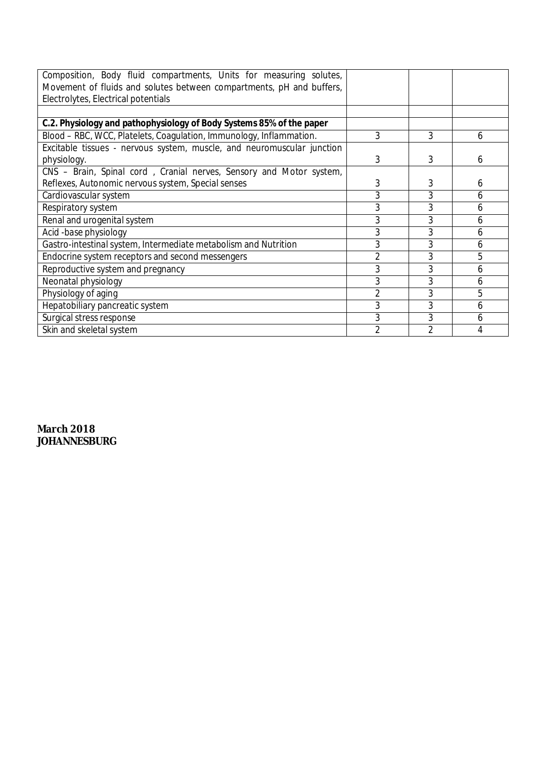| | | | |
|---|---|---|---|
| Composition, Body fluid compartments, Units for measuring solutes, Movement of fluids and solutes between compartments, pH and buffers, Electrolytes, Electrical potentials | | | |
| | | | |
| **C.2. Physiology and pathophysiology of Body Systems 85% of the paper** | | | |
| Blood – RBC, WCC, Platelets, Coagulation, Immunology, Inflammation. | 3 | 3 | 6 |
| Excitable tissues - nervous system, muscle, and neuromuscular junction physiology. | 3 | 3 | 6 |
| CNS – Brain, Spinal cord , Cranial nerves, Sensory and Motor system, Reflexes, Autonomic nervous system, Special senses | 3 | 3 | 6 |
| Cardiovascular system | 3 | 3 | 6 |
| Respiratory system | 3 | 3 | 6 |
| Renal and urogenital system | 3 | 3 | 6 |
| Acid -base physiology | 3 | 3 | 6 |
| Gastro-intestinal system, Intermediate metabolism and Nutrition | 3 | 3 | 6 |
| Endocrine system receptors and second messengers | 2 | 3 | 5 |
| Reproductive system and pregnancy | 3 | 3 | 6 |
| Neonatal physiology | 3 | 3 | 6 |
| Physiology of aging | 2 | 3 | 5 |
| Hepatobiliary pancreatic system | 3 | 3 | 6 |
| Surgical stress response | 3 | 3 | 6 |
| Skin and skeletal system | 2 | 2 | 4 |

**March 2018**
**JOHANNESBURG**